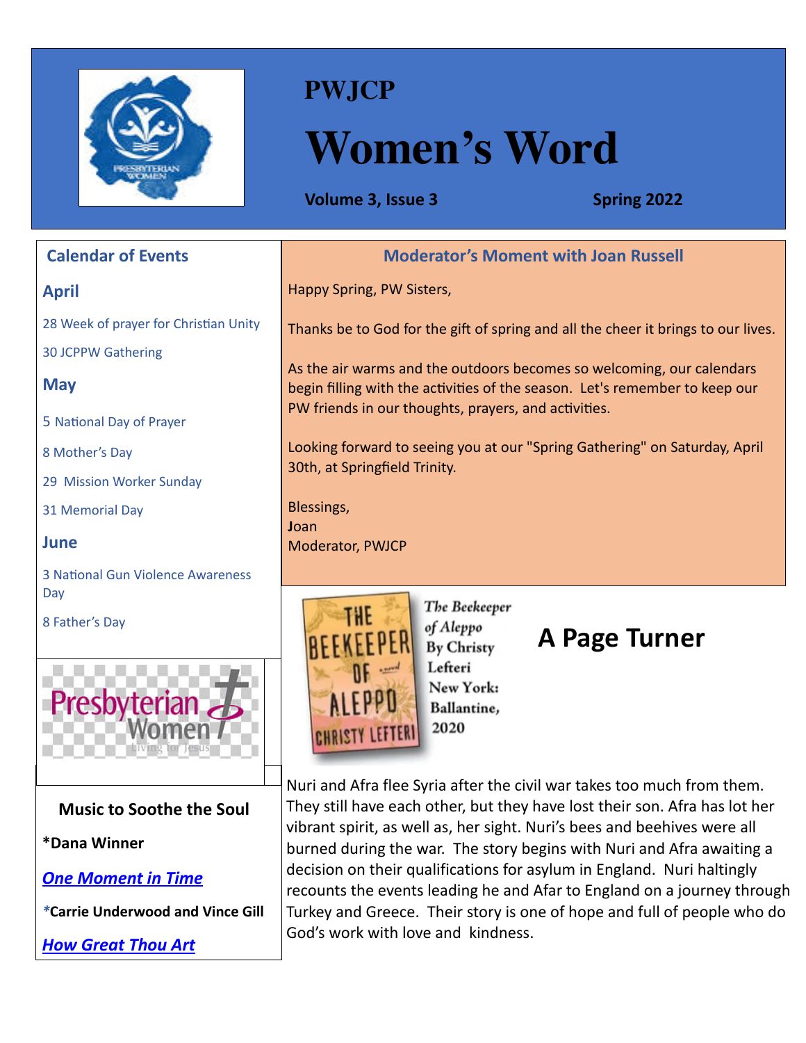# PWJCP

# Women's Word

**Volume 3, Issue 3** **Spring 2022**

## Calendar of Events

### April

28 Week of prayer for Christian Unity

30 JCPPW Gathering

### May

5 National Day of Prayer

8 Mother's Day

29 Mission Worker Sunday

31 Memorial Day

### June

3 National Gun Violence Awareness Day

8 Father's Day

### Music to Soothe the Soul

**\*Dana Winner**

***One Moment in Time***

**\*Carrie Underwood and Vince Gill**

***How Great Thou Art***

## Moderator's Moment with Joan Russell

Happy Spring, PW Sisters,

Thanks be to God for the gift of spring and all the cheer it brings to our lives.

As the air warms and the outdoors becomes so welcoming, our calendars begin filling with the activities of the season. Let's remember to keep our PW friends in our thoughts, prayers, and activities.

Looking forward to seeing you at our "Spring Gathering" on Saturday, April 30th, at Springfield Trinity.

Blessings,
**J**oan
Moderator, PWJCP

## A Page Turner

*The Beekeeper of Aleppo*
By Christy Lefteri
New York: Ballantine, 2020

Nuri and Afra flee Syria after the civil war takes too much from them. They still have each other, but they have lost their son. Afra has lot her vibrant spirit, as well as, her sight. Nuri's bees and beehives were all burned during the war. The story begins with Nuri and Afra awaiting a decision on their qualifications for asylum in England. Nuri haltingly recounts the events leading he and Afar to England on a journey through Turkey and Greece. Their story is one of hope and full of people who do God's work with love and kindness.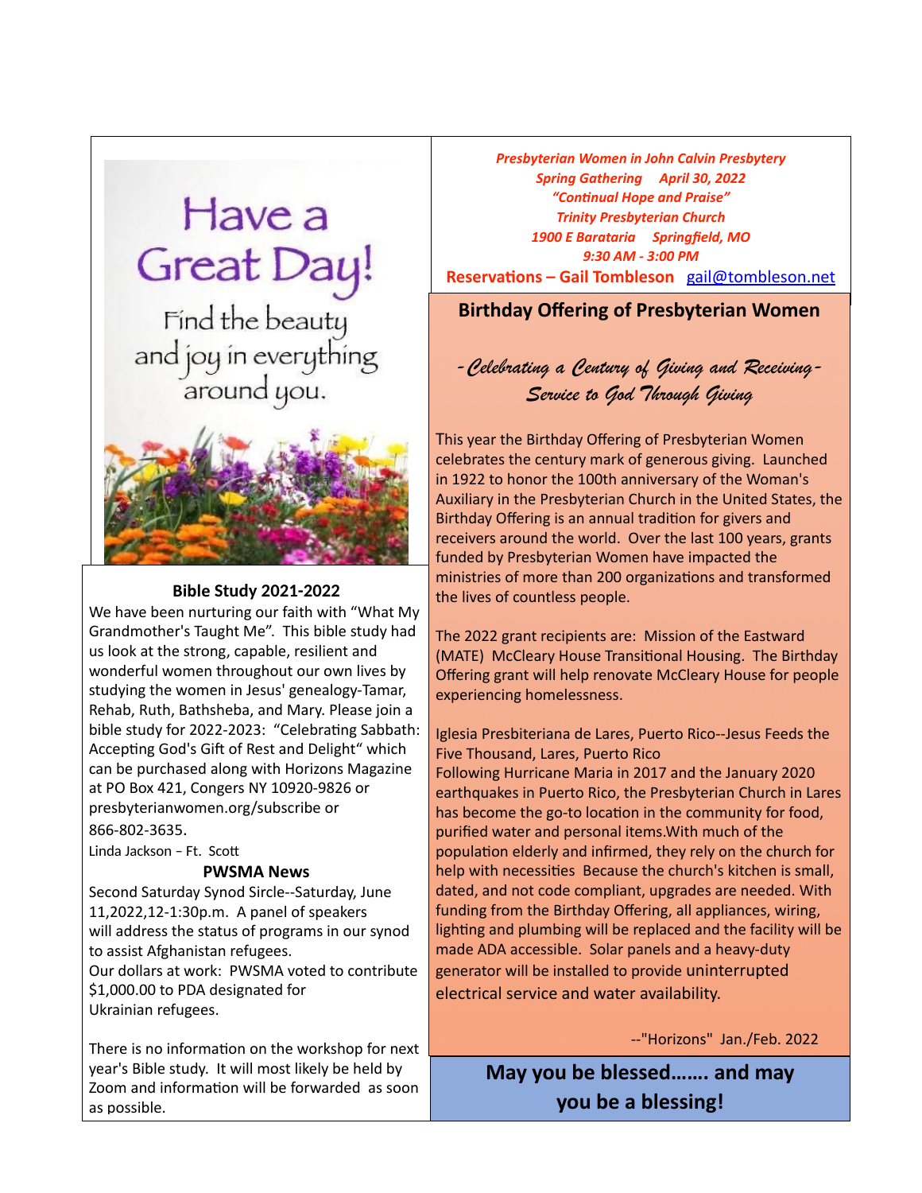Have a Great Day!

Find the beauty and joy in everything around you.

### Bible Study 2021-2022

We have been nurturing our faith with "What My Grandmother's Taught Me". This bible study had us look at the strong, capable, resilient and wonderful women throughout our own lives by studying the women in Jesus' genealogy-Tamar, Rehab, Ruth, Bathsheba, and Mary. Please join a bible study for 2022-2023: "Celebrating Sabbath: Accepting God's Gift of Rest and Delight" which can be purchased along with Horizons Magazine at PO Box 421, Congers NY 10920-9826 or presbyterianwomen.org/subscribe or 866-802-3635.

Linda Jackson – Ft. Scott

### PWSMA News

Second Saturday Synod Sircle--Saturday, June 11,2022,12-1:30p.m. A panel of speakers will address the status of programs in our synod to assist Afghanistan refugees.

Our dollars at work: PWSMA voted to contribute $1,000.00 to PDA designated for Ukrainian refugees.

There is no information on the workshop for next year's Bible study. It will most likely be held by Zoom and information will be forwarded as soon as possible.

*Presbyterian Women in John Calvin Presbytery*
*Spring Gathering April 30, 2022*
*"Continual Hope and Praise"*
*Trinity Presbyterian Church*
*1900 E Barataria Springfield, MO*
*9:30 AM - 3:00 PM*

**Reservations – Gail Tombleson** gail@tombleson.net

### Birthday Offering of Presbyterian Women

*-Celebrating a Century of Giving and Receiving-*
*Service to God Through Giving*

This year the Birthday Offering of Presbyterian Women celebrates the century mark of generous giving. Launched in 1922 to honor the 100th anniversary of the Woman's Auxiliary in the Presbyterian Church in the United States, the Birthday Offering is an annual tradition for givers and receivers around the world. Over the last 100 years, grants funded by Presbyterian Women have impacted the ministries of more than 200 organizations and transformed the lives of countless people.

The 2022 grant recipients are: Mission of the Eastward (MATE) McCleary House Transitional Housing. The Birthday Offering grant will help renovate McCleary House for people experiencing homelessness.

Iglesia Presbiteriana de Lares, Puerto Rico--Jesus Feeds the Five Thousand, Lares, Puerto Rico
Following Hurricane Maria in 2017 and the January 2020 earthquakes in Puerto Rico, the Presbyterian Church in Lares has become the go-to location in the community for food, purified water and personal items.With much of the population elderly and infirmed, they rely on the church for help with necessities Because the church's kitchen is small, dated, and not code compliant, upgrades are needed. With funding from the Birthday Offering, all appliances, wiring, lighting and plumbing will be replaced and the facility will be made ADA accessible. Solar panels and a heavy-duty generator will be installed to provide uninterrupted electrical service and water availability.

--"Horizons" Jan./Feb. 2022

**May you be blessed……. and may you be a blessing!**